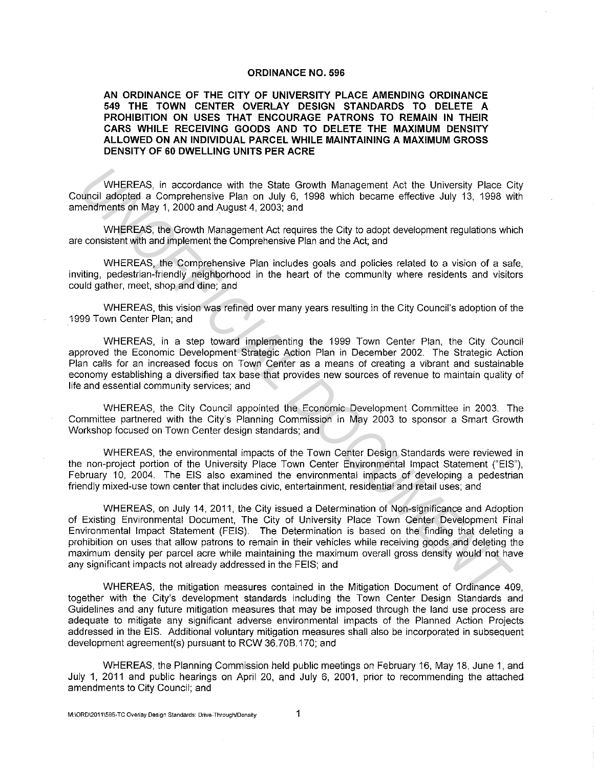# ORDINANCE NO. 596

**AN ORDINANCE OF THE CITY OF UNIVERSITY PLACE AMENDING ORDINANCE 549 THE TOWN CENTER OVERLAY DESIGN STANDARDS TO DELETE A PROHIBITION ON USES THAT ENCOURAGE PATRONS TO REMAIN IN THEIR CARS WHILE RECEIVING GOODS AND TO DELETE THE MAXIMUM DENSITY ALLOWED ON AN INDIVIDUAL PARCEL WHILE MAINTAINING A MAXIMUM GROSS DENSITY OF 60 DWELLING UNITS PER ACRE**

WHEREAS, in accordance with the State Growth Management Act the University Place City Council adopted a Comprehensive Plan on July 6, 1998 which became effective July 13, 1998 with amendments on May 1, 2000 and August 4, 2003; and

WHEREAS, the Growth Management Act requires the City to adopt development regulations which are consistent with and implement the Comprehensive Plan and the Act; and

WHEREAS, the Comprehensive Plan includes goals and policies related to a vision of a safe, inviting, pedestrian-friendly neighborhood in the heart of the community where residents and visitors could gather, meet, shop and dine; and

WHEREAS, this vision was refined over many years resulting in the City Council's adoption of the 1999 Town Center Plan; and

WHEREAS, in a step toward implementing the 1999 Town Center Plan, the City Council approved the Economic Development Strategic Action Plan in December 2002. The Strategic Action Plan calls for an increased focus on Town Center as a means of creating a vibrant and sustainable economy establishing a diversified tax base that provides new sources of revenue to maintain quality of life and essential community services; and

WHEREAS, the City Council appointed the Economic Development Committee in 2003. The Committee partnered with the City's Planning Commission in May 2003 to sponsor a Smart Growth Workshop focused on Town Center design standards; and

WHEREAS, the environmental impacts of the Town Center Design Standards were reviewed in the non-project portion of the University Place Town Center Environmental Impact Statement ("EIS"), February 10, 2004. The EIS also examined the environmental impacts of developing a pedestrian friendly mixed-use town center that includes civic, entertainment, residential and retail uses; and

WHEREAS, on July 14, 2011, the City issued a Determination of Non-significance and Adoption of Existing Environmental Document, The City of University Place Town Center Development Final Environmental Impact Statement (FEIS). The Determination is based on the finding that deleting a prohibition on uses that allow patrons to remain in their vehicles while receiving goods and deleting the maximum density per parcel acre while maintaining the maximum overall gross density would not have any significant impacts not already addressed in the FEIS; and

WHEREAS, the mitigation measures contained in the Mitigation Document of Ordinance 409, together with the City's development standards including the Town Center Design Standards and Guidelines and any future mitigation measures that may be imposed through the land use process are adequate to mitigate any significant adverse environmental impacts of the Planned Action Projects addressed in the EIS. Additional voluntary mitigation measures shall also be incorporated in subsequent development agreement(s) pursuant to RCW 36.70B.170; and

WHEREAS, the Planning Commission held public meetings on February 16, May 18, June 1, and July 1, 2011 and public hearings on April 20, and July 6, 2001, prior to recommending the attached amendments to City Council; and

M:\ORD\2011\596-TC Overlay Design Standards: Drive-Through/Density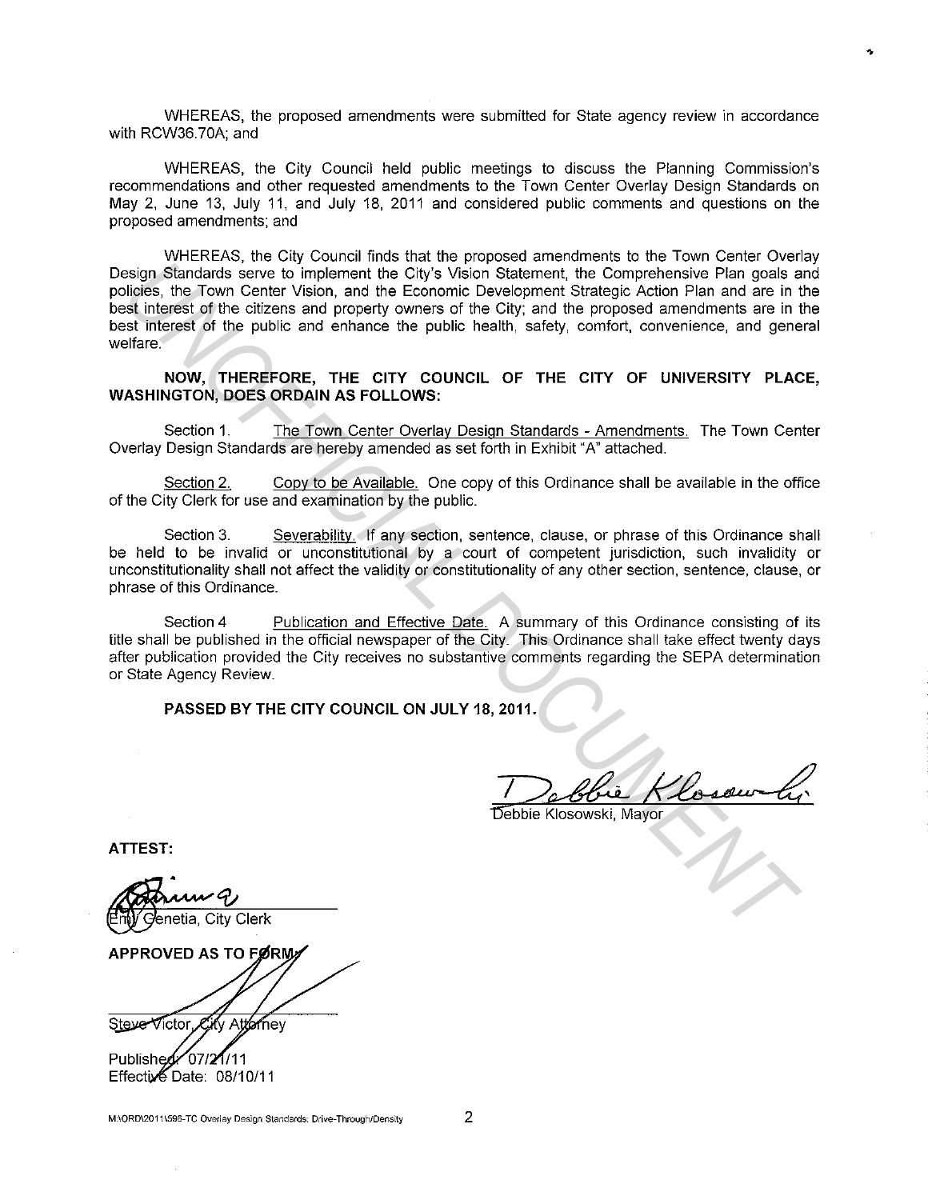WHEREAS, the proposed amendments were submitted for State agency review in accordance with RCW36.70A; and

WHEREAS, the City Council held public meetings to discuss the Planning Commission's recommendations and other requested amendments to the Town Center Overlay Design Standards on May 2, June 13, July 11, and July 18, 2011 and considered public comments and questions on the proposed amendments; and

WHEREAS, the City Council finds that the proposed amendments to the Town Center Overlay Design Standards serve to implement the City's Vision Statement, the Comprehensive Plan goals and policies, the Town Center Vision, and the Economic Development Strategic Action Plan and are in the best interest of the citizens and property owners of the City; and the proposed amendments are in the best interest of the public and enhance the public health, safety, comfort, convenience, and general welfare.

**NOW, THEREFORE, THE CITY COUNCIL OF THE CITY OF UNIVERSITY PLACE, WASHINGTON, DOES ORDAIN AS FOLLOWS:**

Section 1. The Town Center Overlay Design Standards - Amendments. The Town Center Overlay Design Standards are hereby amended as set forth in Exhibit "A" attached.

Section 2. Copy to be Available. One copy of this Ordinance shall be available in the office of the City Clerk for use and examination by the public.

Section 3. Severability. If any section, sentence, clause, or phrase of this Ordinance shall be held to be invalid or unconstitutional by a court of competent jurisdiction, such invalidity or unconstitutionality shall not affect the validity or constitutionality of any other section, sentence, clause, or phrase of this Ordinance.

Section 4 Publication and Effective Date. A summary of this Ordinance consisting of its title shall be published in the official newspaper of the City. This Ordinance shall take effect twenty days after publication provided the City receives no substantive comments regarding the SEPA determination or State Agency Review.

**PASSED BY THE CITY COUNCIL ON JULY 18, 2011.**

Debbie Klosowski, Mayor

**ATTEST:**

Emy Genetia, City Clerk

**APPROVED AS TO FORM:**

Steve Victor, City Attorney

Published: 07/21/11
Effective Date: 08/10/11

M:\ORD\2011\596-TC Overlay Design Standards; Drive-Through/Density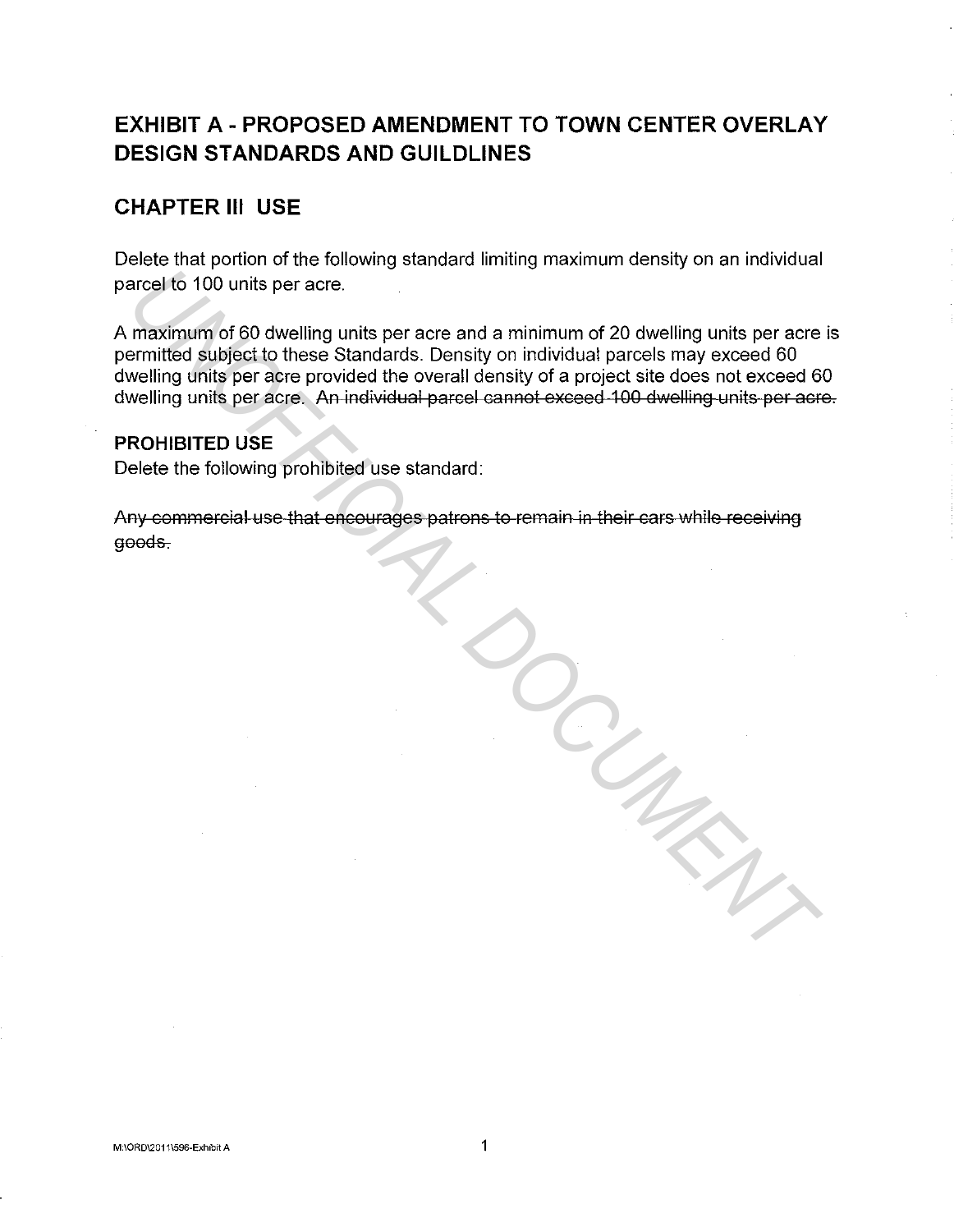# EXHIBIT A - PROPOSED AMENDMENT TO TOWN CENTER OVERLAY DESIGN STANDARDS AND GUILDLINES

## CHAPTER III USE

Delete that portion of the following standard limiting maximum density on an individual parcel to 100 units per acre.

A maximum of 60 dwelling units per acre and a minimum of 20 dwelling units per acre is permitted subject to these Standards. Density on individual parcels may exceed 60 dwelling units per acre provided the overall density of a project site does not exceed 60 dwelling units per acre. ~~An individual parcel cannot exceed 100 dwelling units per acre.~~

### PROHIBITED USE

Delete the following prohibited use standard:

~~Any commercial use that encourages patrons to remain in their cars while receiving goods.~~

M:\ORD\2011\596-Exhibit A